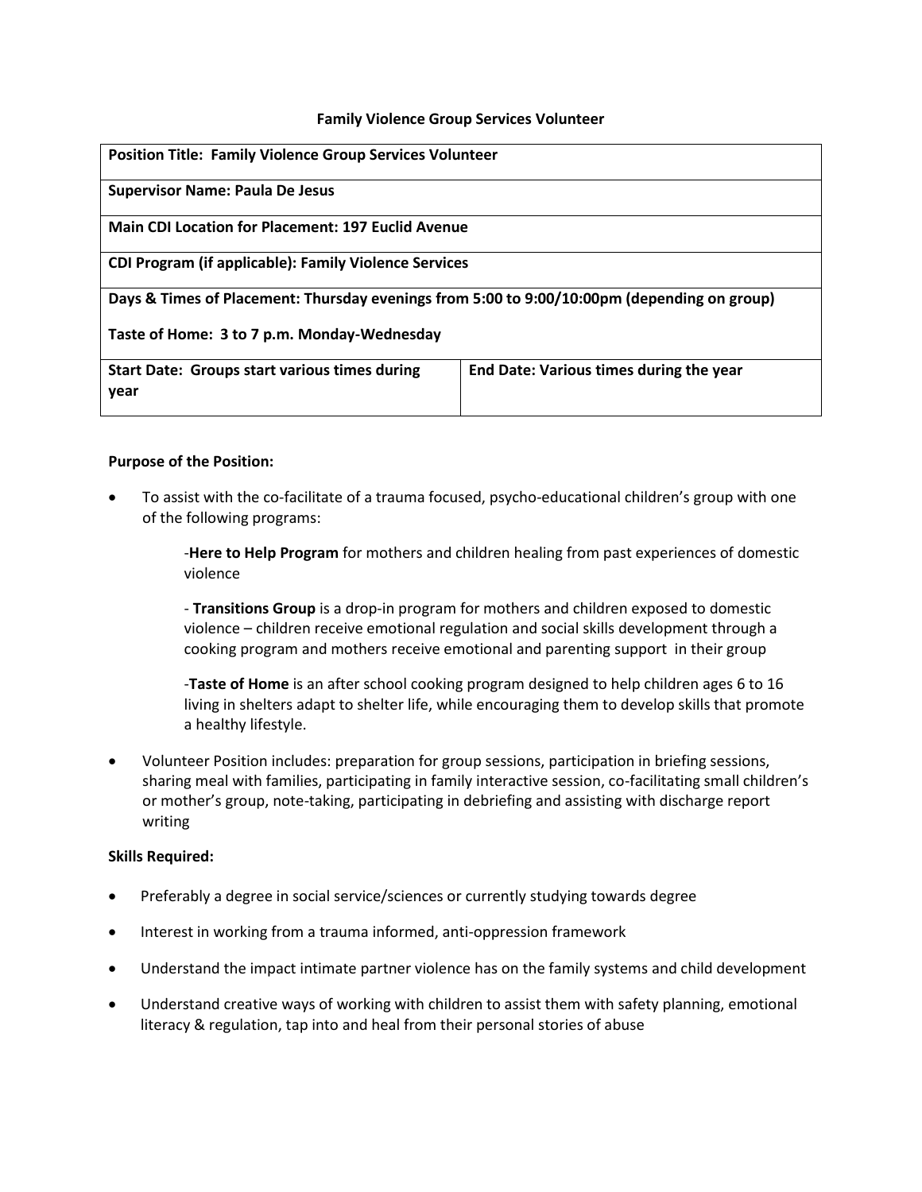# Family Violence Group Services Volunteer

| **Position Title: Family Violence Group Services Volunteer** | |
|---|---|
| **Supervisor Name: Paula De Jesus** | |
| **Main CDI Location for Placement: 197 Euclid Avenue** | |
| **CDI Program (if applicable): Family Violence Services** | |
| **Days & Times of Placement: Thursday evenings from 5:00 to 9:00/10:00pm (depending on group)**<br><br>**Taste of Home: 3 to 7 p.m. Monday-Wednesday** | |
| **Start Date: Groups start various times during year** | **End Date: Various times during the year** |

**Purpose of the Position:**

- To assist with the co-facilitate of a trauma focused, psycho-educational children's group with one of the following programs:

  -**Here to Help Program** for mothers and children healing from past experiences of domestic violence

  - **Transitions Group** is a drop-in program for mothers and children exposed to domestic violence – children receive emotional regulation and social skills development through a cooking program and mothers receive emotional and parenting support in their group

  -**Taste of Home** is an after school cooking program designed to help children ages 6 to 16 living in shelters adapt to shelter life, while encouraging them to develop skills that promote a healthy lifestyle.

- Volunteer Position includes: preparation for group sessions, participation in briefing sessions, sharing meal with families, participating in family interactive session, co-facilitating small children's or mother's group, note-taking, participating in debriefing and assisting with discharge report writing

**Skills Required:**

- Preferably a degree in social service/sciences or currently studying towards degree
- Interest in working from a trauma informed, anti-oppression framework
- Understand the impact intimate partner violence has on the family systems and child development
- Understand creative ways of working with children to assist them with safety planning, emotional literacy & regulation, tap into and heal from their personal stories of abuse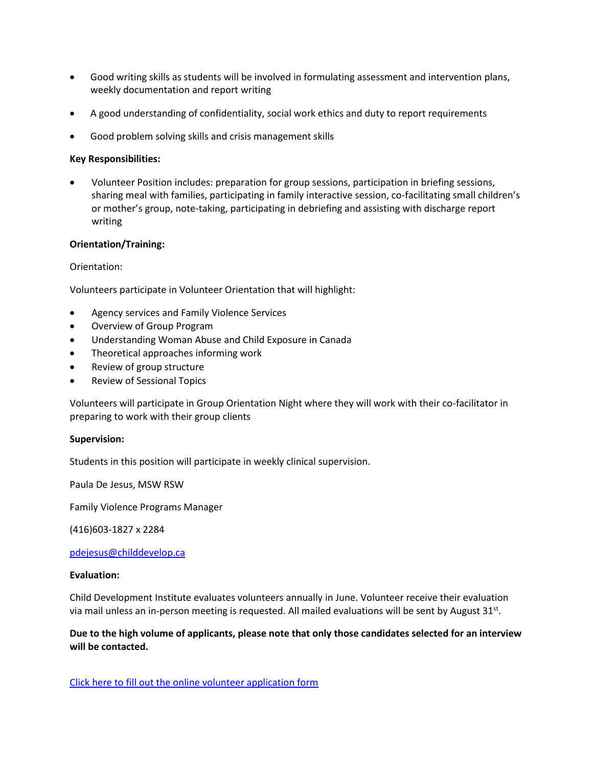- Good writing skills as students will be involved in formulating assessment and intervention plans, weekly documentation and report writing
- A good understanding of confidentiality, social work ethics and duty to report requirements
- Good problem solving skills and crisis management skills

**Key Responsibilities:**

- Volunteer Position includes: preparation for group sessions, participation in briefing sessions, sharing meal with families, participating in family interactive session, co-facilitating small children's or mother's group, note-taking, participating in debriefing and assisting with discharge report writing

**Orientation/Training:**

Orientation:

Volunteers participate in Volunteer Orientation that will highlight:

- Agency services and Family Violence Services
- Overview of Group Program
- Understanding Woman Abuse and Child Exposure in Canada
- Theoretical approaches informing work
- Review of group structure
- Review of Sessional Topics

Volunteers will participate in Group Orientation Night where they will work with their co-facilitator in preparing to work with their group clients

**Supervision:**

Students in this position will participate in weekly clinical supervision.

Paula De Jesus, MSW RSW

Family Violence Programs Manager

(416)603-1827 x 2284

pdejesus@childdevelop.ca

**Evaluation:**

Child Development Institute evaluates volunteers annually in June. Volunteer receive their evaluation via mail unless an in-person meeting is requested. All mailed evaluations will be sent by August 31st.

**Due to the high volume of applicants, please note that only those candidates selected for an interview will be contacted.**

Click here to fill out the online volunteer application form